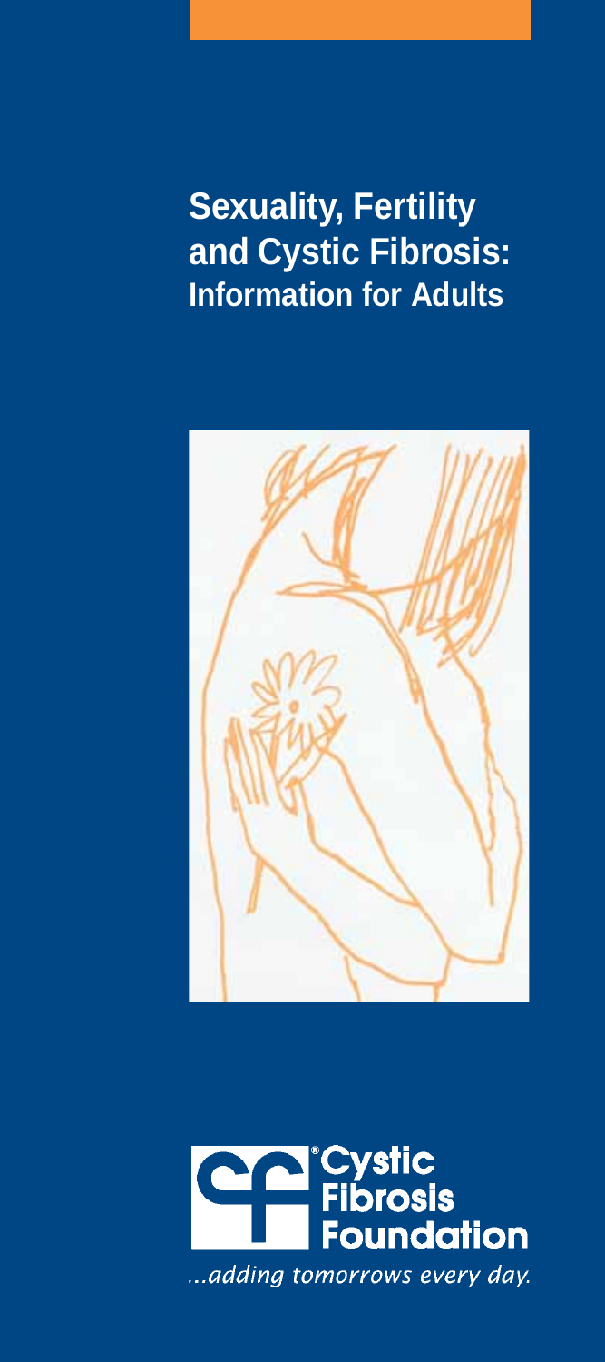# Sexuality, Fertility and Cystic Fibrosis:
## Information for Adults

Cystic Fibrosis Foundation

*...adding tomorrows every day.*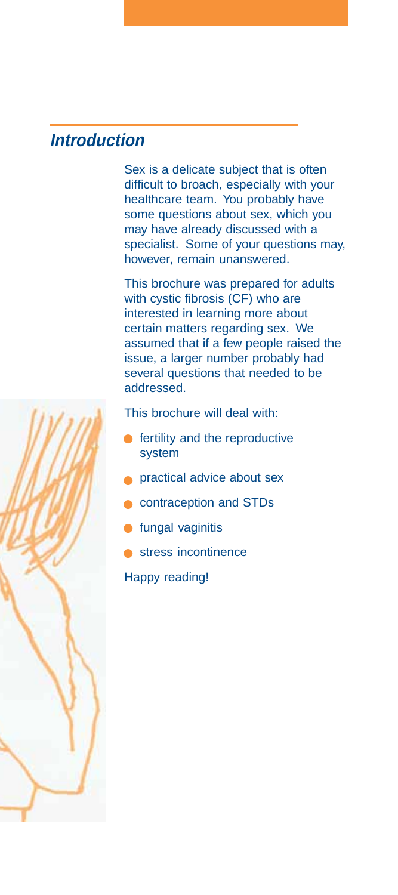## *Introduction*

Sex is a delicate subject that is often difficult to broach, especially with your healthcare team. You probably have some questions about sex, which you may have already discussed with a specialist. Some of your questions may, however, remain unanswered.

This brochure was prepared for adults with cystic fibrosis (CF) who are interested in learning more about certain matters regarding sex. We assumed that if a few people raised the issue, a larger number probably had several questions that needed to be addressed.

This brochure will deal with:

- fertility and the reproductive system
- practical advice about sex
- contraception and STDs
- fungal vaginitis
- stress incontinence

Happy reading!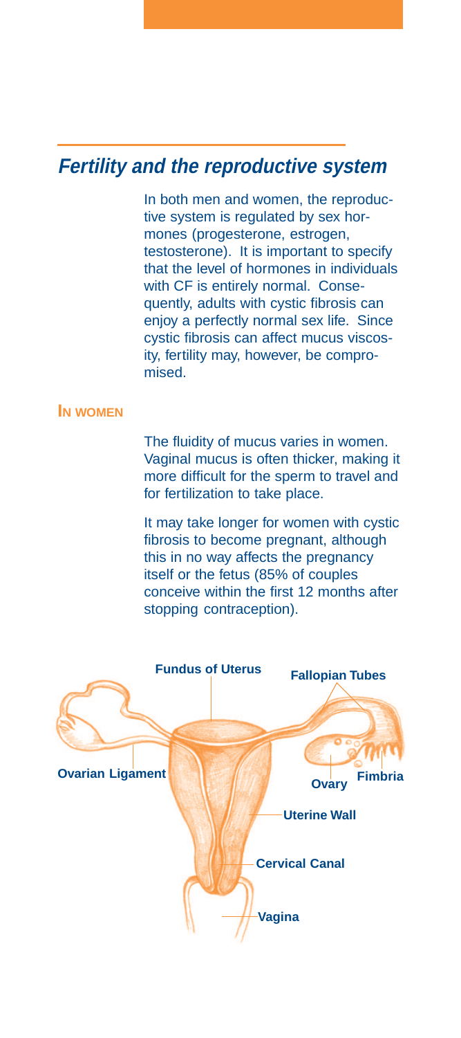## Fertility and the reproductive system

In both men and women, the reproductive system is regulated by sex hormones (progesterone, estrogen, testosterone). It is important to specify that the level of hormones in individuals with CF is entirely normal. Consequently, adults with cystic fibrosis can enjoy a perfectly normal sex life. Since cystic fibrosis can affect mucus viscosity, fertility may, however, be compromised.

### In women

The fluidity of mucus varies in women. Vaginal mucus is often thicker, making it more difficult for the sperm to travel and for fertilization to take place.

It may take longer for women with cystic fibrosis to become pregnant, although this in no way affects the pregnancy itself or the fetus (85% of couples conceive within the first 12 months after stopping contraception).

Fundus of Uterus
Fallopian Tubes
Ovarian Ligament
Ovary
Fimbria
Uterine Wall
Cervical Canal
Vagina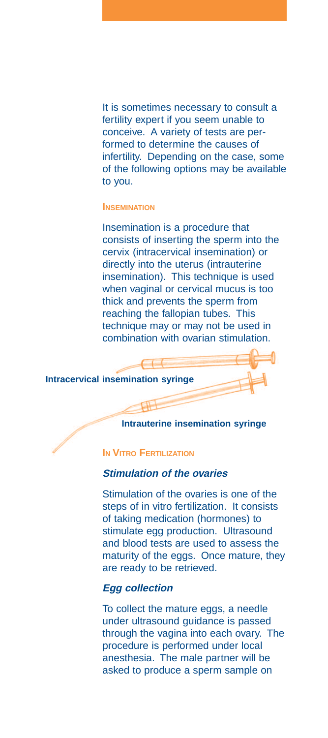It is sometimes necessary to consult a fertility expert if you seem unable to conceive. A variety of tests are performed to determine the causes of infertility. Depending on the case, some of the following options may be available to you.

## Insemination

Insemination is a procedure that consists of inserting the sperm into the cervix (intracervical insemination) or directly into the uterus (intrauterine insemination). This technique is used when vaginal or cervical mucus is too thick and prevents the sperm from reaching the fallopian tubes. This technique may or may not be used in combination with ovarian stimulation.

**Intracervical insemination syringe**

**Intrauterine insemination syringe**

## In Vitro Fertilization

### *Stimulation of the ovaries*

Stimulation of the ovaries is one of the steps of in vitro fertilization. It consists of taking medication (hormones) to stimulate egg production. Ultrasound and blood tests are used to assess the maturity of the eggs. Once mature, they are ready to be retrieved.

### *Egg collection*

To collect the mature eggs, a needle under ultrasound guidance is passed through the vagina into each ovary. The procedure is performed under local anesthesia. The male partner will be asked to produce a sperm sample on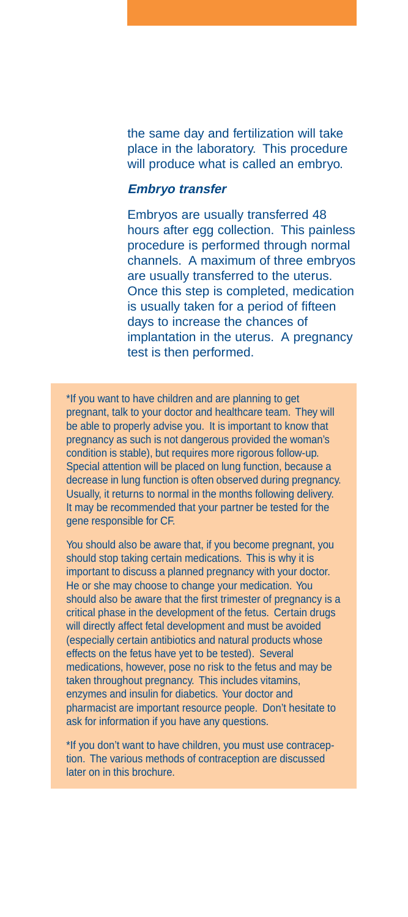the same day and fertilization will take place in the laboratory. This procedure will produce what is called an embryo.

### *Embryo transfer*

Embryos are usually transferred 48 hours after egg collection. This painless procedure is performed through normal channels. A maximum of three embryos are usually transferred to the uterus. Once this step is completed, medication is usually taken for a period of fifteen days to increase the chances of implantation in the uterus. A pregnancy test is then performed.

*If you want to have children and are planning to get pregnant, talk to your doctor and healthcare team. They will be able to properly advise you. It is important to know that pregnancy as such is not dangerous provided the woman's condition is stable), but requires more rigorous follow-up. Special attention will be placed on lung function, because a decrease in lung function is often observed during pregnancy. Usually, it returns to normal in the months following delivery. It may be recommended that your partner be tested for the gene responsible for CF.

You should also be aware that, if you become pregnant, you should stop taking certain medications. This is why it is important to discuss a planned pregnancy with your doctor. He or she may choose to change your medication. You should also be aware that the first trimester of pregnancy is a critical phase in the development of the fetus. Certain drugs will directly affect fetal development and must be avoided (especially certain antibiotics and natural products whose effects on the fetus have yet to be tested). Several medications, however, pose no risk to the fetus and may be taken throughout pregnancy. This includes vitamins, enzymes and insulin for diabetics. Your doctor and pharmacist are important resource people. Don't hesitate to ask for information if you have any questions.

*If you don't want to have children, you must use contraception. The various methods of contraception are discussed later on in this brochure.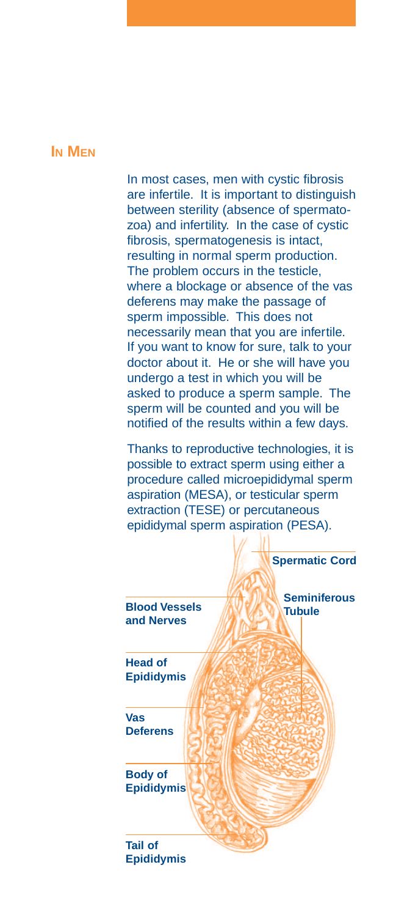## In Men

In most cases, men with cystic fibrosis are infertile. It is important to distinguish between sterility (absence of spermatozoa) and infertility. In the case of cystic fibrosis, spermatogenesis is intact, resulting in normal sperm production. The problem occurs in the testicle, where a blockage or absence of the vas deferens may make the passage of sperm impossible. This does not necessarily mean that you are infertile. If you want to know for sure, talk to your doctor about it. He or she will have you undergo a test in which you will be asked to produce a sperm sample. The sperm will be counted and you will be notified of the results within a few days.

Thanks to reproductive technologies, it is possible to extract sperm using either a procedure called microepididymal sperm aspiration (MESA), or testicular sperm extraction (TESE) or percutaneous epididymal sperm aspiration (PESA).

Spermatic Cord

Blood Vessels and Nerves

Seminiferous Tubule

Head of Epididymis

Vas Deferens

Body of Epididymis

Tail of Epididymis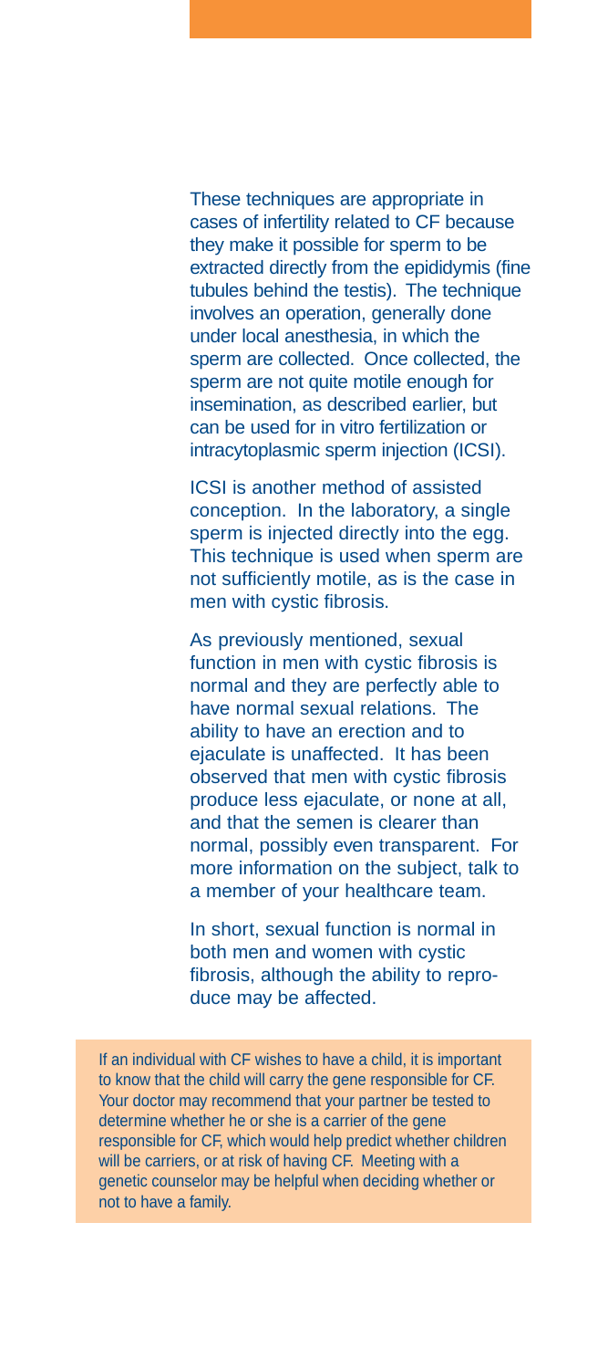These techniques are appropriate in cases of infertility related to CF because they make it possible for sperm to be extracted directly from the epididymis (fine tubules behind the testis). The technique involves an operation, generally done under local anesthesia, in which the sperm are collected. Once collected, the sperm are not quite motile enough for insemination, as described earlier, but can be used for in vitro fertilization or intracytoplasmic sperm injection (ICSI).

ICSI is another method of assisted conception. In the laboratory, a single sperm is injected directly into the egg. This technique is used when sperm are not sufficiently motile, as is the case in men with cystic fibrosis.

As previously mentioned, sexual function in men with cystic fibrosis is normal and they are perfectly able to have normal sexual relations. The ability to have an erection and to ejaculate is unaffected. It has been observed that men with cystic fibrosis produce less ejaculate, or none at all, and that the semen is clearer than normal, possibly even transparent. For more information on the subject, talk to a member of your healthcare team.

In short, sexual function is normal in both men and women with cystic fibrosis, although the ability to reproduce may be affected.

If an individual with CF wishes to have a child, it is important to know that the child will carry the gene responsible for CF. Your doctor may recommend that your partner be tested to determine whether he or she is a carrier of the gene responsible for CF, which would help predict whether children will be carriers, or at risk of having CF. Meeting with a genetic counselor may be helpful when deciding whether or not to have a family.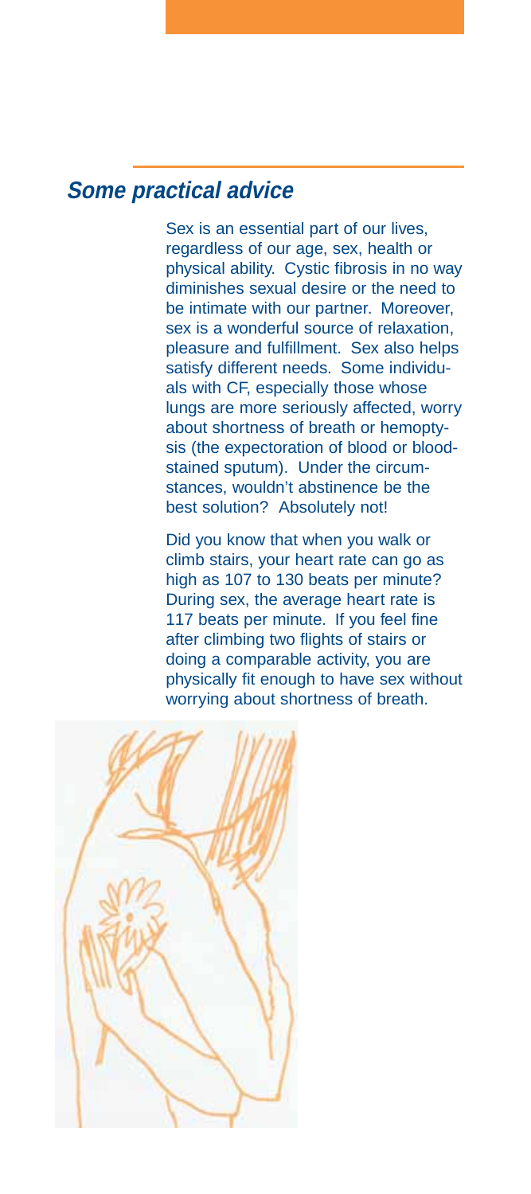## *Some practical advice*

Sex is an essential part of our lives, regardless of our age, sex, health or physical ability. Cystic fibrosis in no way diminishes sexual desire or the need to be intimate with our partner. Moreover, sex is a wonderful source of relaxation, pleasure and fulfillment. Sex also helps satisfy different needs. Some individuals with CF, especially those whose lungs are more seriously affected, worry about shortness of breath or hemoptysis (the expectoration of blood or blood-stained sputum). Under the circumstances, wouldn't abstinence be the best solution? Absolutely not!

Did you know that when you walk or climb stairs, your heart rate can go as high as 107 to 130 beats per minute? During sex, the average heart rate is 117 beats per minute. If you feel fine after climbing two flights of stairs or doing a comparable activity, you are physically fit enough to have sex without worrying about shortness of breath.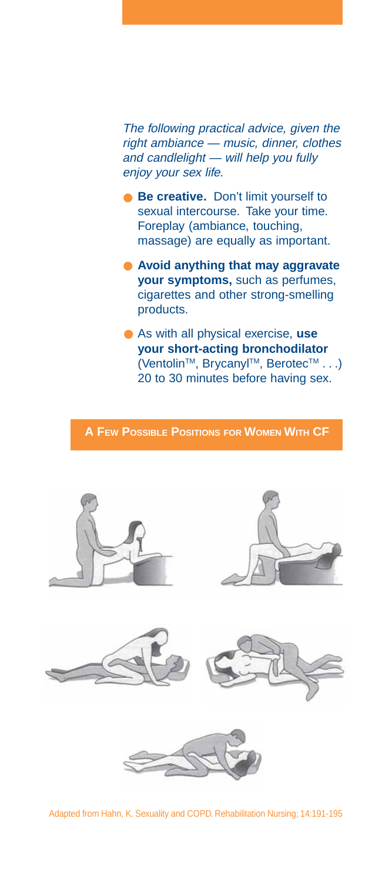*The following practical advice, given the right ambiance — music, dinner, clothes and candlelight — will help you fully enjoy your sex life.*

- **Be creative.** Don't limit yourself to sexual intercourse. Take your time. Foreplay (ambiance, touching, massage) are equally as important.
- **Avoid anything that may aggravate your symptoms,** such as perfumes, cigarettes and other strong-smelling products.
- As with all physical exercise, **use your short-acting bronchodilator** (Ventolin™, Brycanyl™, Berotec™ . . .) 20 to 30 minutes before having sex.

## A Few Possible Positions for Women With CF

Adapted from Hahn, K. Sexuality and COPD. Rehabilitation Nursing; 14:191-195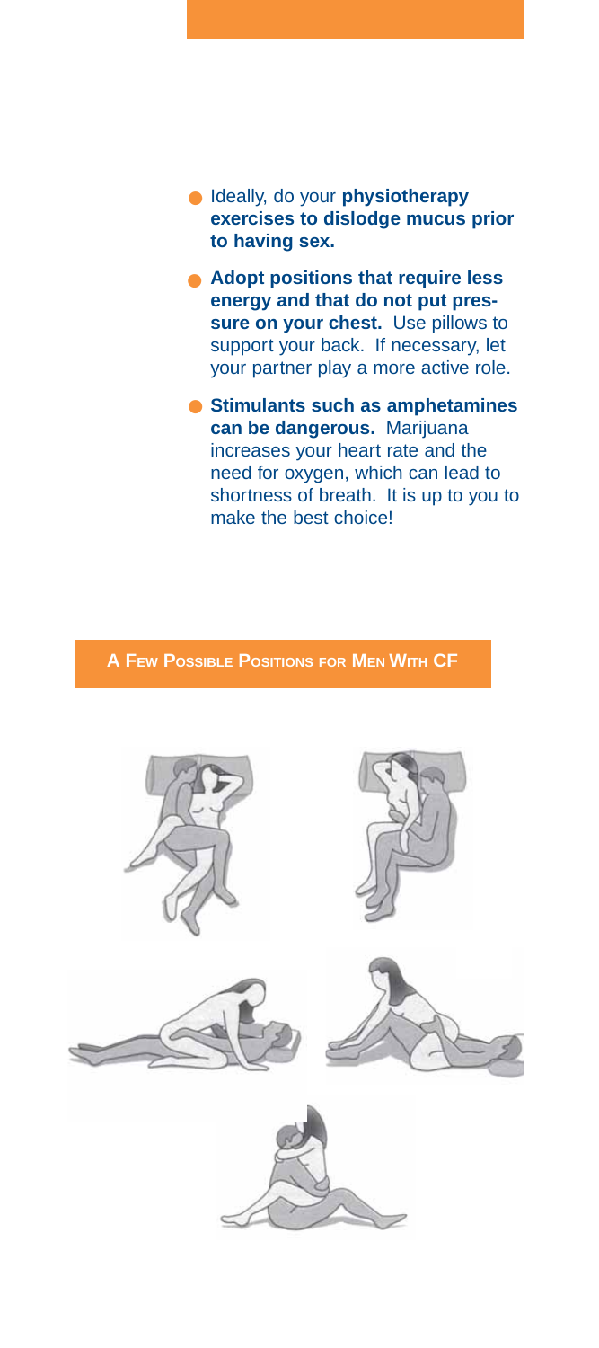- Ideally, do your **physiotherapy exercises to dislodge mucus prior to having sex.**
- **Adopt positions that require less energy and that do not put pressure on your chest.** Use pillows to support your back. If necessary, let your partner play a more active role.
- **Stimulants such as amphetamines can be dangerous.** Marijuana increases your heart rate and the need for oxygen, which can lead to shortness of breath. It is up to you to make the best choice!

## A Few Possible Positions for Men With CF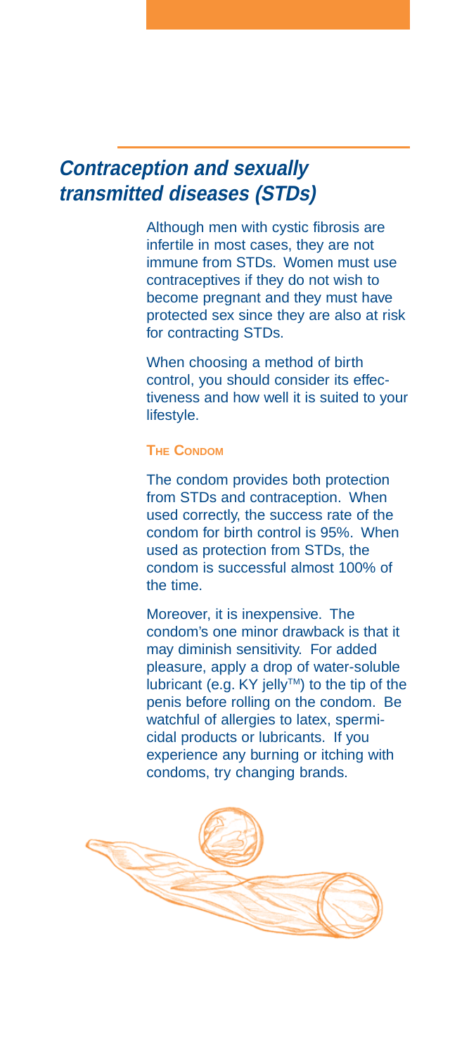## Contraception and sexually transmitted diseases (STDs)

Although men with cystic fibrosis are infertile in most cases, they are not immune from STDs. Women must use contraceptives if they do not wish to become pregnant and they must have protected sex since they are also at risk for contracting STDs.

When choosing a method of birth control, you should consider its effectiveness and how well it is suited to your lifestyle.

### The Condom

The condom provides both protection from STDs and contraception. When used correctly, the success rate of the condom for birth control is 95%. When used as protection from STDs, the condom is successful almost 100% of the time.

Moreover, it is inexpensive. The condom's one minor drawback is that it may diminish sensitivity. For added pleasure, apply a drop of water-soluble lubricant (e.g. KY jelly™) to the tip of the penis before rolling on the condom. Be watchful of allergies to latex, spermicidal products or lubricants. If you experience any burning or itching with condoms, try changing brands.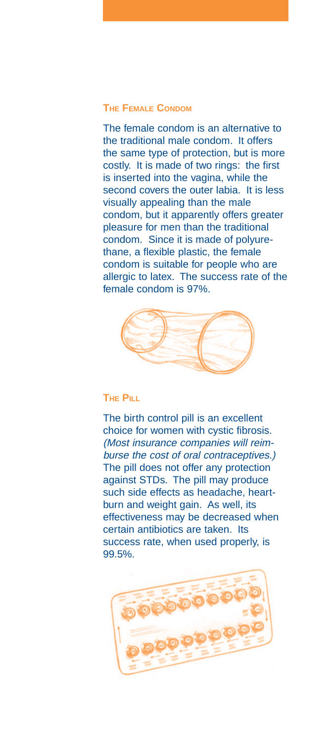### The Female Condom

The female condom is an alternative to the traditional male condom. It offers the same type of protection, but is more costly. It is made of two rings: the first is inserted into the vagina, while the second covers the outer labia. It is less visually appealing than the male condom, but it apparently offers greater pleasure for men than the traditional condom. Since it is made of polyurethane, a flexible plastic, the female condom is suitable for people who are allergic to latex. The success rate of the female condom is 97%.

### The Pill

The birth control pill is an excellent choice for women with cystic fibrosis. *(Most insurance companies will reimburse the cost of oral contraceptives.)* The pill does not offer any protection against STDs. The pill may produce such side effects as headache, heartburn and weight gain. As well, its effectiveness may be decreased when certain antibiotics are taken. Its success rate, when used properly, is 99.5%.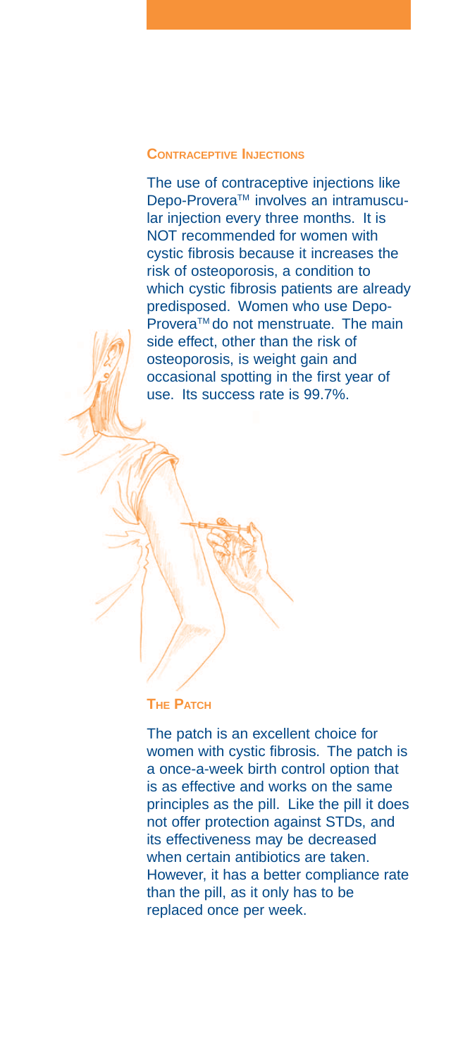## Contraceptive Injections

The use of contraceptive injections like Depo-Provera™ involves an intramuscular injection every three months. It is NOT recommended for women with cystic fibrosis because it increases the risk of osteoporosis, a condition to which cystic fibrosis patients are already predisposed. Women who use Depo-Provera™ do not menstruate. The main side effect, other than the risk of osteoporosis, is weight gain and occasional spotting in the first year of use. Its success rate is 99.7%.

## The Patch

The patch is an excellent choice for women with cystic fibrosis. The patch is a once-a-week birth control option that is as effective and works on the same principles as the pill. Like the pill it does not offer protection against STDs, and its effectiveness may be decreased when certain antibiotics are taken. However, it has a better compliance rate than the pill, as it only has to be replaced once per week.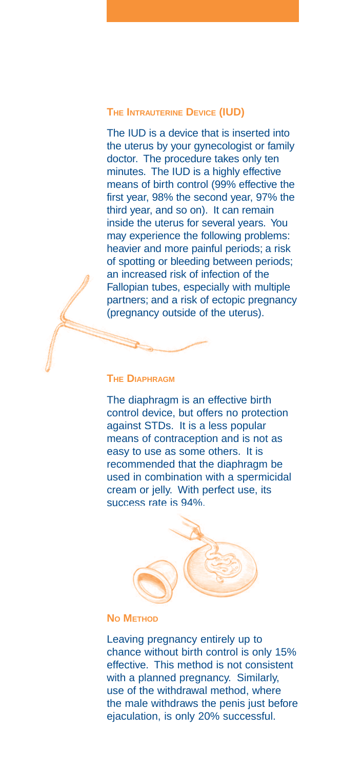### The Intrauterine Device (IUD)

The IUD is a device that is inserted into the uterus by your gynecologist or family doctor. The procedure takes only ten minutes. The IUD is a highly effective means of birth control (99% effective the first year, 98% the second year, 97% the third year, and so on). It can remain inside the uterus for several years. You may experience the following problems: heavier and more painful periods; a risk of spotting or bleeding between periods; an increased risk of infection of the Fallopian tubes, especially with multiple partners; and a risk of ectopic pregnancy (pregnancy outside of the uterus).

### The Diaphragm

The diaphragm is an effective birth control device, but offers no protection against STDs. It is a less popular means of contraception and is not as easy to use as some others. It is recommended that the diaphragm be used in combination with a spermicidal cream or jelly. With perfect use, its success rate is 94%.

### No Method

Leaving pregnancy entirely up to chance without birth control is only 15% effective. This method is not consistent with a planned pregnancy. Similarly, use of the withdrawal method, where the male withdraws the penis just before ejaculation, is only 20% successful.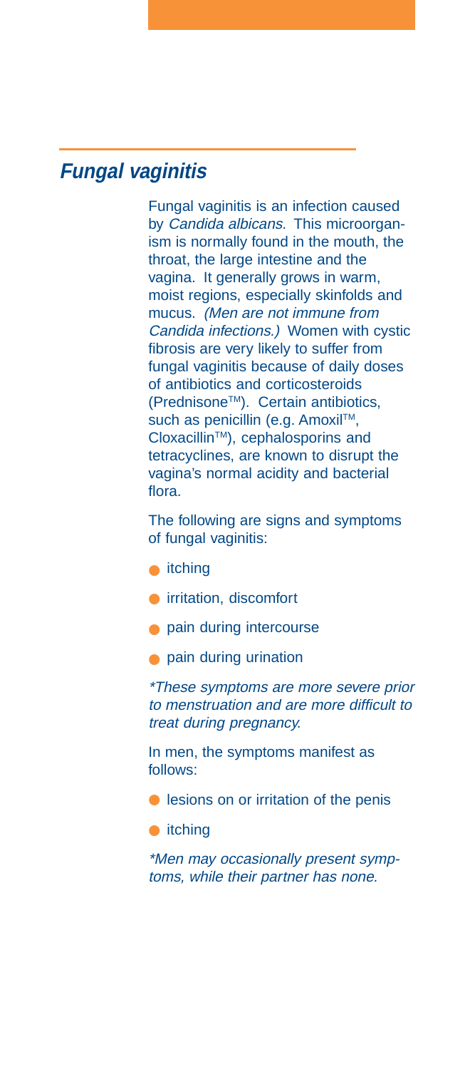## *Fungal vaginitis*

Fungal vaginitis is an infection caused by *Candida albicans*. This microorganism is normally found in the mouth, the throat, the large intestine and the vagina. It generally grows in warm, moist regions, especially skinfolds and mucus. *(Men are not immune from Candida infections.)* Women with cystic fibrosis are very likely to suffer from fungal vaginitis because of daily doses of antibiotics and corticosteroids (Prednisone™). Certain antibiotics, such as penicillin (e.g. Amoxil™, Cloxacillin™), cephalosporins and tetracyclines, are known to disrupt the vagina's normal acidity and bacterial flora.

The following are signs and symptoms of fungal vaginitis:

- itching
- irritation, discomfort
- pain during intercourse
- pain during urination

*\*These symptoms are more severe prior to menstruation and are more difficult to treat during pregnancy.*

In men, the symptoms manifest as follows:

- lesions on or irritation of the penis
- itching

*\*Men may occasionally present symptoms, while their partner has none.*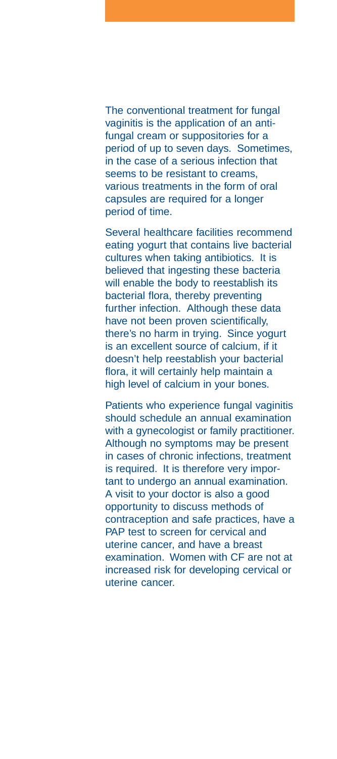The conventional treatment for fungal vaginitis is the application of an anti-fungal cream or suppositories for a period of up to seven days. Sometimes, in the case of a serious infection that seems to be resistant to creams, various treatments in the form of oral capsules are required for a longer period of time.

Several healthcare facilities recommend eating yogurt that contains live bacterial cultures when taking antibiotics. It is believed that ingesting these bacteria will enable the body to reestablish its bacterial flora, thereby preventing further infection. Although these data have not been proven scientifically, there's no harm in trying. Since yogurt is an excellent source of calcium, if it doesn't help reestablish your bacterial flora, it will certainly help maintain a high level of calcium in your bones.

Patients who experience fungal vaginitis should schedule an annual examination with a gynecologist or family practitioner. Although no symptoms may be present in cases of chronic infections, treatment is required. It is therefore very important to undergo an annual examination. A visit to your doctor is also a good opportunity to discuss methods of contraception and safe practices, have a PAP test to screen for cervical and uterine cancer, and have a breast examination. Women with CF are not at increased risk for developing cervical or uterine cancer.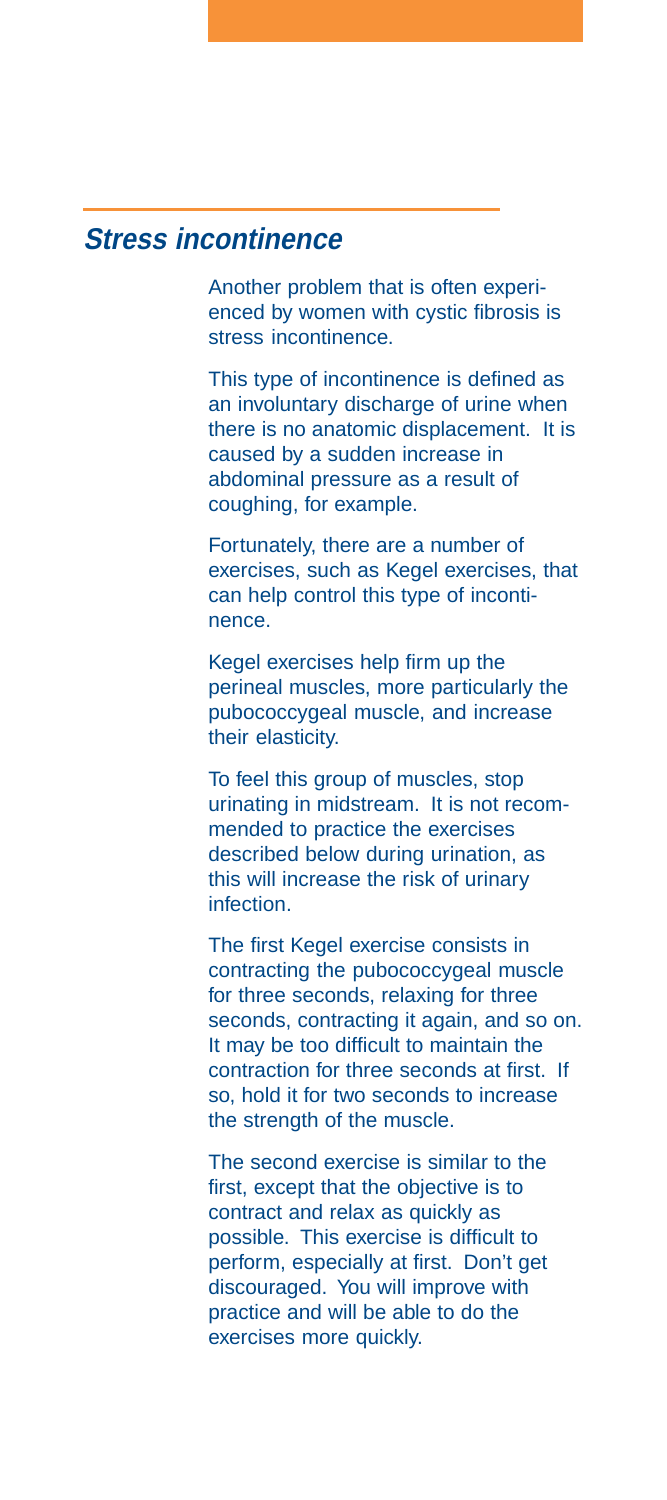## Stress incontinence

Another problem that is often experienced by women with cystic fibrosis is stress incontinence.

This type of incontinence is defined as an involuntary discharge of urine when there is no anatomic displacement. It is caused by a sudden increase in abdominal pressure as a result of coughing, for example.

Fortunately, there are a number of exercises, such as Kegel exercises, that can help control this type of incontinence.

Kegel exercises help firm up the perineal muscles, more particularly the pubococcygeal muscle, and increase their elasticity.

To feel this group of muscles, stop urinating in midstream. It is not recommended to practice the exercises described below during urination, as this will increase the risk of urinary infection.

The first Kegel exercise consists in contracting the pubococcygeal muscle for three seconds, relaxing for three seconds, contracting it again, and so on. It may be too difficult to maintain the contraction for three seconds at first. If so, hold it for two seconds to increase the strength of the muscle.

The second exercise is similar to the first, except that the objective is to contract and relax as quickly as possible. This exercise is difficult to perform, especially at first. Don't get discouraged. You will improve with practice and will be able to do the exercises more quickly.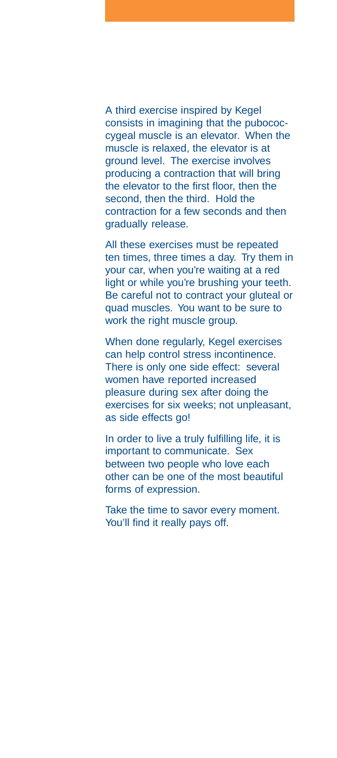A third exercise inspired by Kegel consists in imagining that the pubococcygeal muscle is an elevator. When the muscle is relaxed, the elevator is at ground level. The exercise involves producing a contraction that will bring the elevator to the first floor, then the second, then the third. Hold the contraction for a few seconds and then gradually release.

All these exercises must be repeated ten times, three times a day. Try them in your car, when you're waiting at a red light or while you're brushing your teeth. Be careful not to contract your gluteal or quad muscles. You want to be sure to work the right muscle group.

When done regularly, Kegel exercises can help control stress incontinence. There is only one side effect: several women have reported increased pleasure during sex after doing the exercises for six weeks; not unpleasant, as side effects go!

In order to live a truly fulfilling life, it is important to communicate. Sex between two people who love each other can be one of the most beautiful forms of expression.

Take the time to savor every moment. You'll find it really pays off.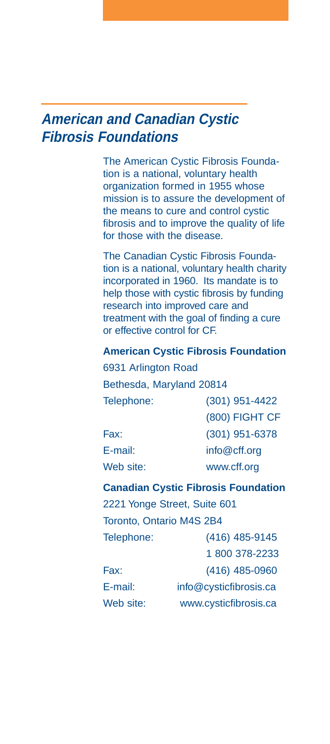## American and Canadian Cystic Fibrosis Foundations

The American Cystic Fibrosis Foundation is a national, voluntary health organization formed in 1955 whose mission is to assure the development of the means to cure and control cystic fibrosis and to improve the quality of life for those with the disease.

The Canadian Cystic Fibrosis Foundation is a national, voluntary health charity incorporated in 1960. Its mandate is to help those with cystic fibrosis by funding research into improved care and treatment with the goal of finding a cure or effective control for CF.

**American Cystic Fibrosis Foundation**

6931 Arlington Road
Bethesda, Maryland 20814

| | |
|---|---|
| Telephone: | (301) 951-4422 |
| | (800) FIGHT CF |
| Fax: | (301) 951-6378 |
| E-mail: | info@cff.org |
| Web site: | www.cff.org |

**Canadian Cystic Fibrosis Foundation**

2221 Yonge Street, Suite 601
Toronto, Ontario M4S 2B4

| | |
|---|---|
| Telephone: | (416) 485-9145 |
| | 1 800 378-2233 |
| Fax: | (416) 485-0960 |
| E-mail: | info@cysticfibrosis.ca |
| Web site: | www.cysticfibrosis.ca |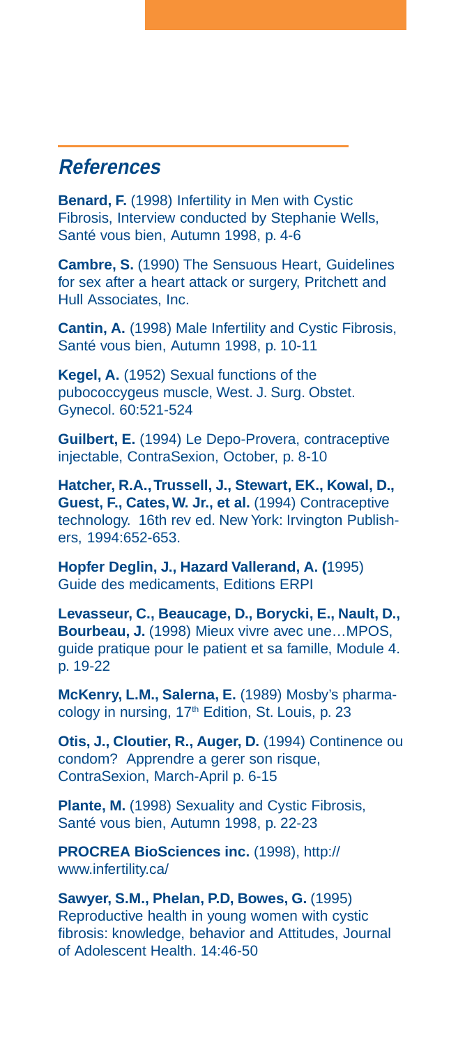## *References*

**Benard, F.** (1998) Infertility in Men with Cystic Fibrosis, Interview conducted by Stephanie Wells, Santé vous bien, Autumn 1998, p. 4-6

**Cambre, S.** (1990) The Sensuous Heart, Guidelines for sex after a heart attack or surgery, Pritchett and Hull Associates, Inc.

**Cantin, A.** (1998) Male Infertility and Cystic Fibrosis, Santé vous bien, Autumn 1998, p. 10-11

**Kegel, A.** (1952) Sexual functions of the pubococcygeus muscle, West. J. Surg. Obstet. Gynecol. 60:521-524

**Guilbert, E.** (1994) Le Depo-Provera, contraceptive injectable, ContraSexion, October, p. 8-10

**Hatcher, R.A., Trussell, J., Stewart, EK., Kowal, D., Guest, F., Cates, W. Jr., et al.** (1994) Contraceptive technology. 16th rev ed. New York: Irvington Publishers, 1994:652-653.

**Hopfer Deglin, J., Hazard Vallerand, A. (**1995) Guide des medicaments, Editions ERPI

**Levasseur, C., Beaucage, D., Borycki, E., Nault, D., Bourbeau, J.** (1998) Mieux vivre avec une…MPOS, guide pratique pour le patient et sa famille, Module 4. p. 19-22

**McKenry, L.M., Salerna, E.** (1989) Mosby's pharmacology in nursing, 17th Edition, St. Louis, p. 23

**Otis, J., Cloutier, R., Auger, D.** (1994) Continence ou condom? Apprendre a gerer son risque, ContraSexion, March-April p. 6-15

**Plante, M.** (1998) Sexuality and Cystic Fibrosis, Santé vous bien, Autumn 1998, p. 22-23

**PROCREA BioSciences inc.** (1998), http://www.infertility.ca/

**Sawyer, S.M., Phelan, P.D, Bowes, G.** (1995) Reproductive health in young women with cystic fibrosis: knowledge, behavior and Attitudes, Journal of Adolescent Health. 14:46-50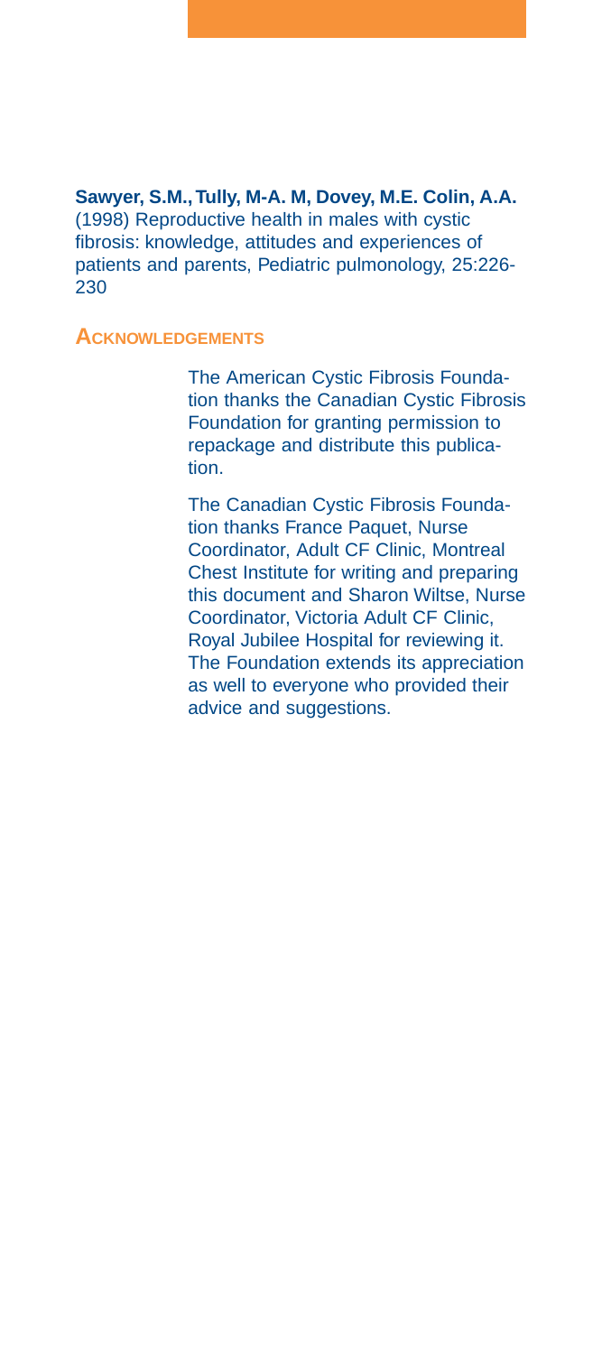**Sawyer, S.M., Tully, M-A. M, Dovey, M.E. Colin, A.A.** (1998) Reproductive health in males with cystic fibrosis: knowledge, attitudes and experiences of patients and parents, Pediatric pulmonology, 25:226-230

## ACKNOWLEDGEMENTS

The American Cystic Fibrosis Foundation thanks the Canadian Cystic Fibrosis Foundation for granting permission to repackage and distribute this publication.

The Canadian Cystic Fibrosis Foundation thanks France Paquet, Nurse Coordinator, Adult CF Clinic, Montreal Chest Institute for writing and preparing this document and Sharon Wiltse, Nurse Coordinator, Victoria Adult CF Clinic, Royal Jubilee Hospital for reviewing it. The Foundation extends its appreciation as well to everyone who provided their advice and suggestions.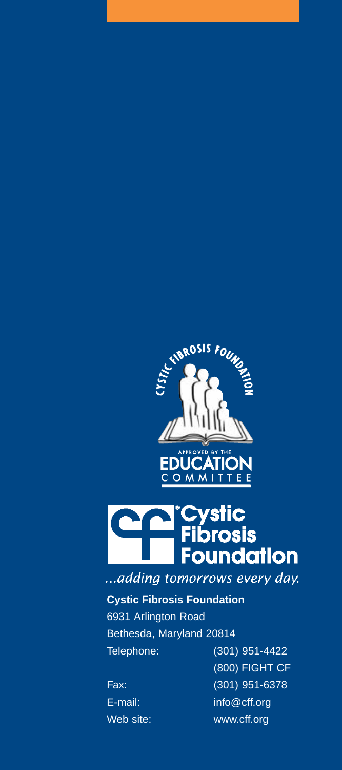CYSTIC FIBROSIS FOUNDATION

APPROVED BY THE

EDUCATION

COMMITTEE

Cystic Fibrosis Foundation

*...adding tomorrows every day.*

**Cystic Fibrosis Foundation**

6931 Arlington Road

Bethesda, Maryland 20814

| | |
|---|---|
| Telephone: | (301) 951-4422 |
| | (800) FIGHT CF |
| Fax: | (301) 951-6378 |
| E-mail: | info@cff.org |
| Web site: | www.cff.org |